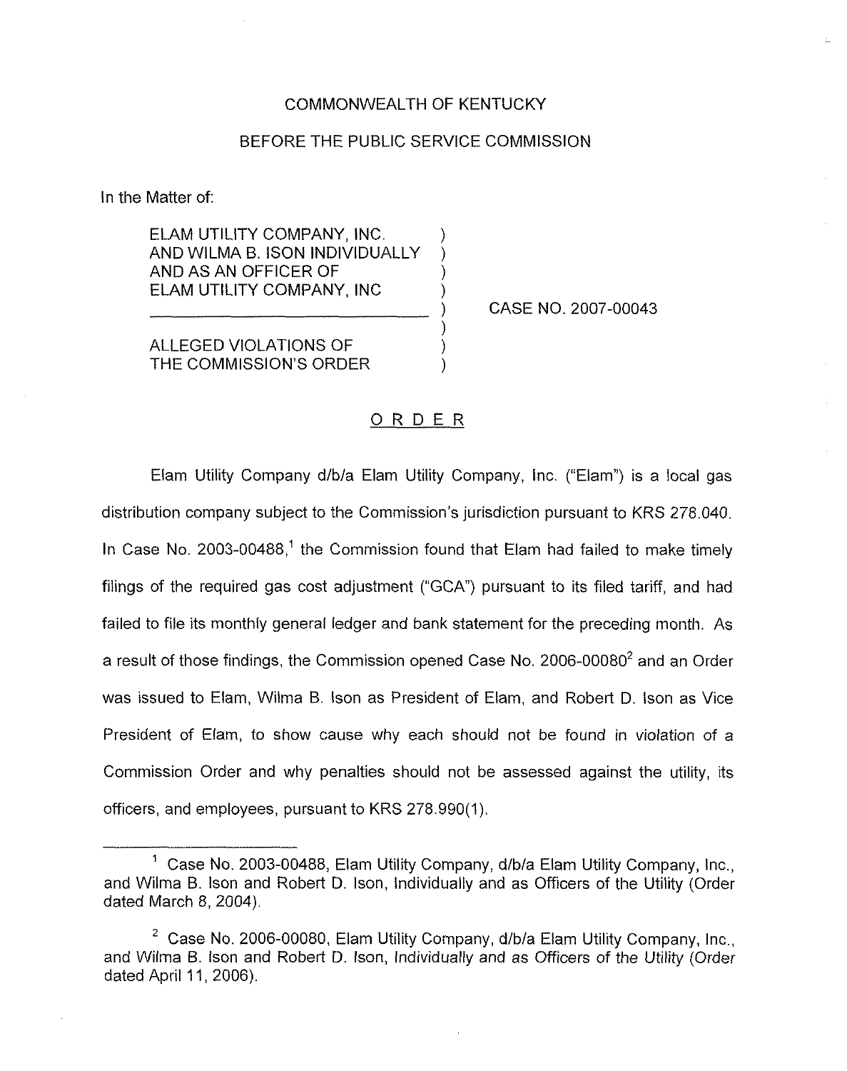COMMONWEALTH OF KENTUCKY

BEFORE THE PUBLIC SERVICE COMMISSION

In the Matter of:

ELAM UTILITY COMPANY, INC. AND WILMA B. ISON INDIVIDUALLY AND AS AN OFFICER OF ELAM UTILITY COMPANY, INC

ALLEGED VIOLATIONS OF THE COMMISSION'S ORDER

CASE NO. 2007-00043

# ORDER

Elam Utility Company d/b/a Elam Utility Company, Inc. ("Elam") is a local gas distribution company subject to the Commission's jurisdiction pursuant to KRS 278.040. In Case No. 2003-00488,[1] the Commission found that Elam had failed to make timely filings of the required gas cost adjustment ("GCA") pursuant to its filed tariff, and had failed to file its monthly general ledger and bank statement for the preceding month. As a result of those findings, the Commission opened Case No. 2006-00080[2] and an Order was issued to Elam, Wilma B. Ison as President of Elam, and Robert D. Ison as Vice President of Elam, to show cause why each should not be found in violation of a Commission Order and why penalties should not be assessed against the utility, its officers, and employees, pursuant to KRS 278.990(1).

[1] Case No. 2003-00488, Elam Utility Company, d/b/a Elam Utility Company, Inc., and Wilma B. Ison and Robert D. Ison, Individually and as Officers of the Utility (Order dated March 8, 2004).

[2] Case No. 2006-00080, Elam Utility Company, d/b/a Elam Utility Company, Inc., and Wilma B. Ison and Robert D. Ison, Individually and as Officers of the Utility (Order dated April 11, 2006).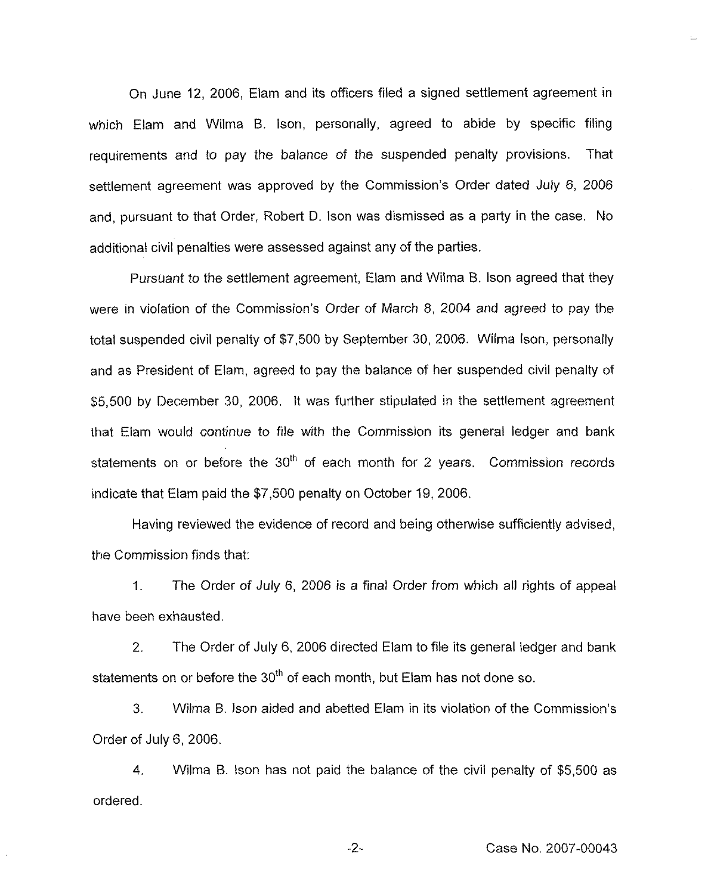On June 12, 2006, Elam and its officers filed a signed settlement agreement in which Elam and Wilma B. Ison, personally, agreed to abide by specific filing requirements and to pay the balance of the suspended penalty provisions. That settlement agreement was approved by the Commission's Order dated July 6, 2006 and, pursuant to that Order, Robert D. Ison was dismissed as a party in the case. No additional civil penalties were assessed against any of the parties.

Pursuant to the settlement agreement, Elam and Wilma B. Ison agreed that they were in violation of the Commission's Order of March 8, 2004 and agreed to pay the total suspended civil penalty of $7,500 by September 30, 2006. Wilma Ison, personally and as President of Elam, agreed to pay the balance of her suspended civil penalty of $5,500 by December 30, 2006. It was further stipulated in the settlement agreement that Elam would continue to file with the Commission its general ledger and bank statements on or before the 30th of each month for 2 years. Commission records indicate that Elam paid the $7,500 penalty on October 19, 2006.

Having reviewed the evidence of record and being otherwise sufficiently advised, the Commission finds that:

1. The Order of July 6, 2006 is a final Order from which all rights of appeal have been exhausted.

2. The Order of July 6, 2006 directed Elam to file its general ledger and bank statements on or before the 30th of each month, but Elam has not done so.

3. Wilma B. Ison aided and abetted Elam in its violation of the Commission's Order of July 6, 2006.

4. Wilma B. Ison has not paid the balance of the civil penalty of $5,500 as ordered.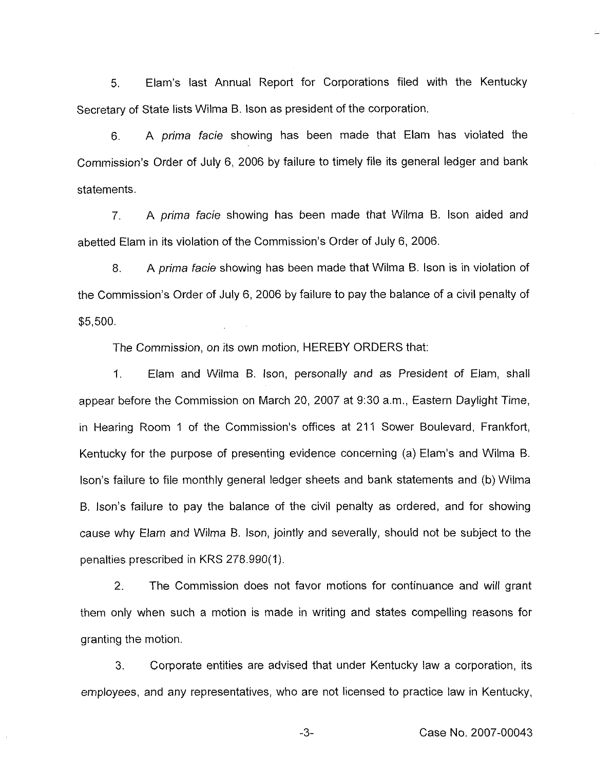5. Elam's last Annual Report for Corporations filed with the Kentucky Secretary of State lists Wilma B. Ison as president of the corporation.

6. A *prima facie* showing has been made that Elam has violated the Commission's Order of July 6, 2006 by failure to timely file its general ledger and bank statements.

7. A *prima facie* showing has been made that Wilma B. Ison aided and abetted Elam in its violation of the Commission's Order of July 6, 2006.

8. A *prima facie* showing has been made that Wilma B. Ison is in violation of the Commission's Order of July 6, 2006 by failure to pay the balance of a civil penalty of $5,500.

The Commission, on its own motion, HEREBY ORDERS that:

1. Elam and Wilma B. Ison, personally and as President of Elam, shall appear before the Commission on March 20, 2007 at 9:30 a.m., Eastern Daylight Time, in Hearing Room 1 of the Commission's offices at 211 Sower Boulevard, Frankfort, Kentucky for the purpose of presenting evidence concerning (a) Elam's and Wilma B. Ison's failure to file monthly general ledger sheets and bank statements and (b) Wilma B. Ison's failure to pay the balance of the civil penalty as ordered, and for showing cause why Elam and Wilma B. Ison, jointly and severally, should not be subject to the penalties prescribed in KRS 278.990(1).

2. The Commission does not favor motions for continuance and will grant them only when such a motion is made in writing and states compelling reasons for granting the motion.

3. Corporate entities are advised that under Kentucky law a corporation, its employees, and any representatives, who are not licensed to practice law in Kentucky,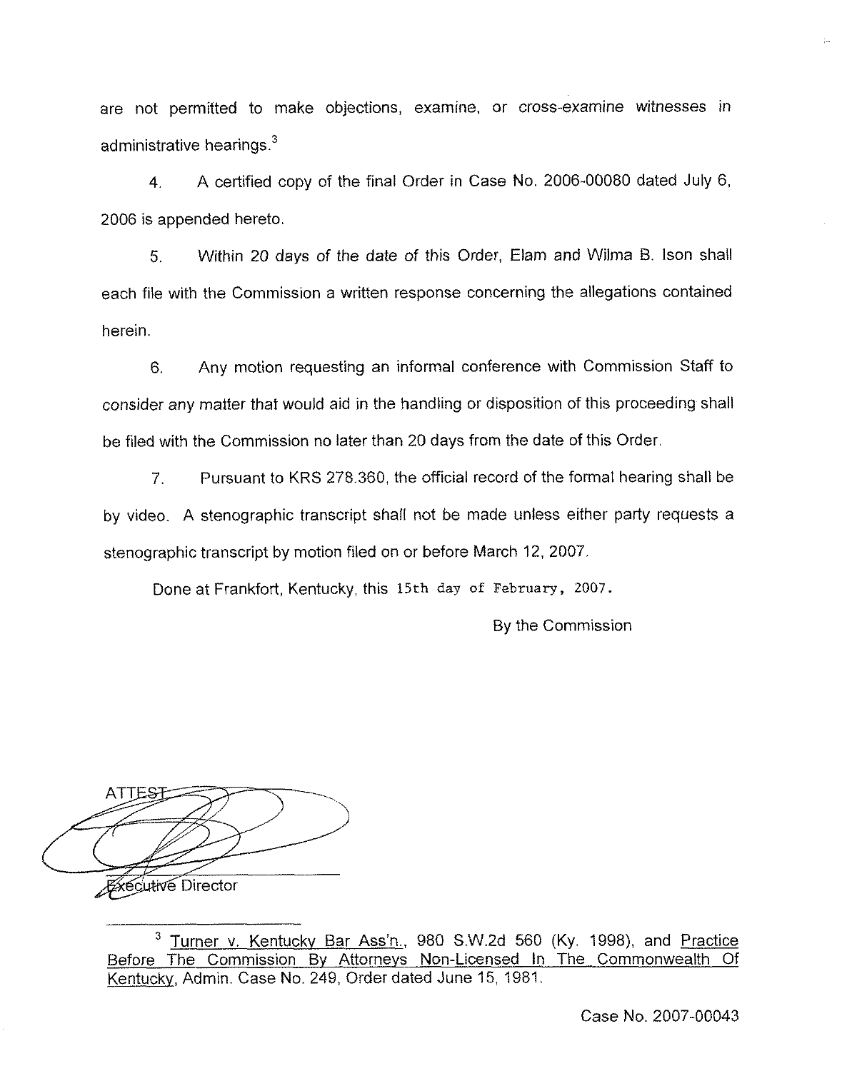are not permitted to make objections, examine, or cross-examine witnesses in administrative hearings.[3]

4. A certified copy of the final Order in Case No. 2006-00080 dated July 6, 2006 is appended hereto.

5. Within 20 days of the date of this Order, Elam and Wilma B. Ison shall each file with the Commission a written response concerning the allegations contained herein.

6. Any motion requesting an informal conference with Commission Staff to consider any matter that would aid in the handling or disposition of this proceeding shall be filed with the Commission no later than 20 days from the date of this Order.

7. Pursuant to KRS 278.360, the official record of the formal hearing shall be by video. A stenographic transcript shall not be made unless either party requests a stenographic transcript by motion filed on or before March 12, 2007.

Done at Frankfort, Kentucky, this 15th day of February, 2007.

By the Commission

ATTEST

Executive Director

---

[3] Turner v. Kentucky Bar Ass'n., 980 S.W.2d 560 (Ky. 1998), and Practice Before The Commission By Attorneys Non-Licensed In The Commonwealth Of Kentucky, Admin. Case No. 249, Order dated June 15, 1981.

Case No. 2007-00043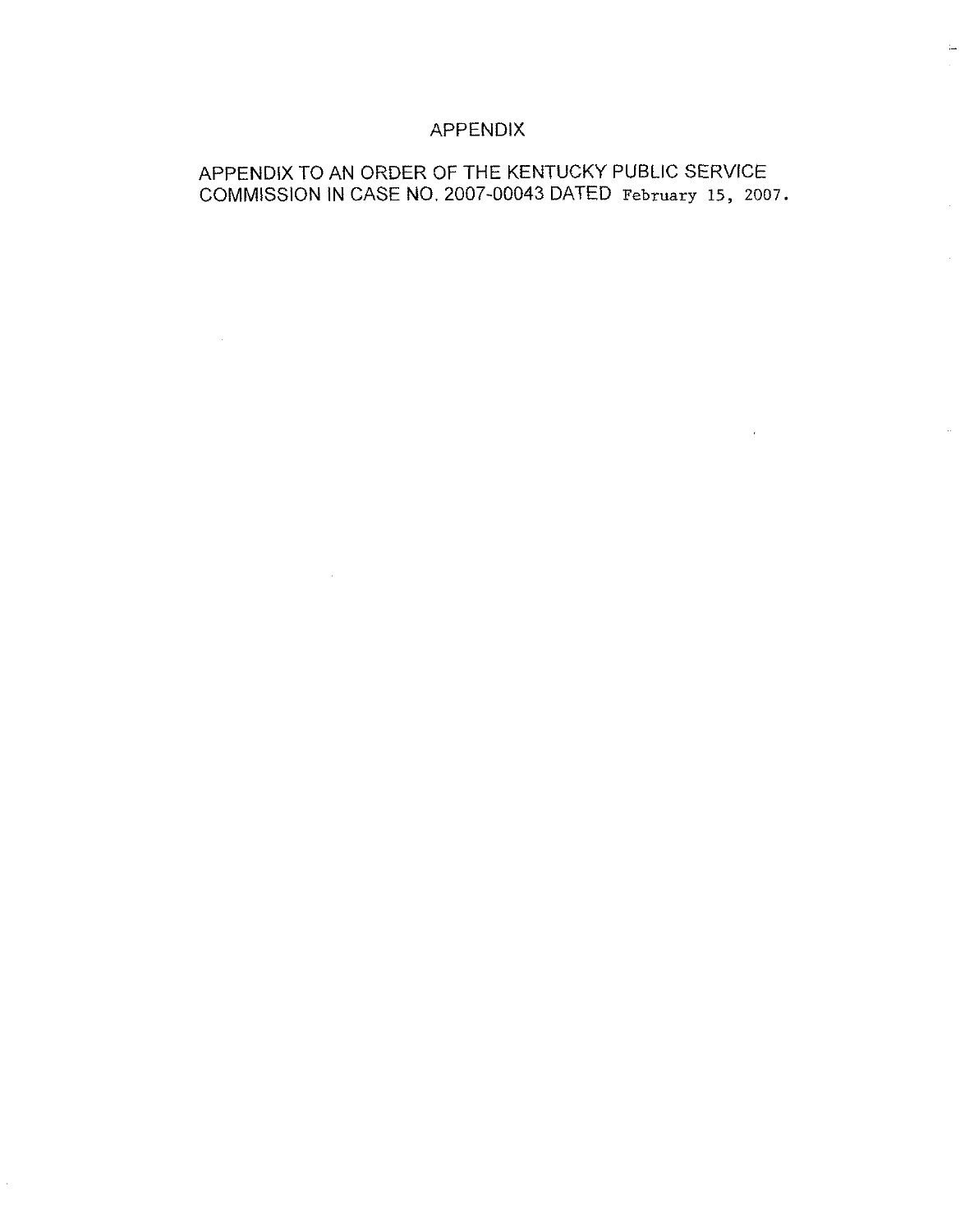# APPENDIX

APPENDIX TO AN ORDER OF THE KENTUCKY PUBLIC SERVICE COMMISSION IN CASE NO. 2007-00043 DATED February 15, 2007.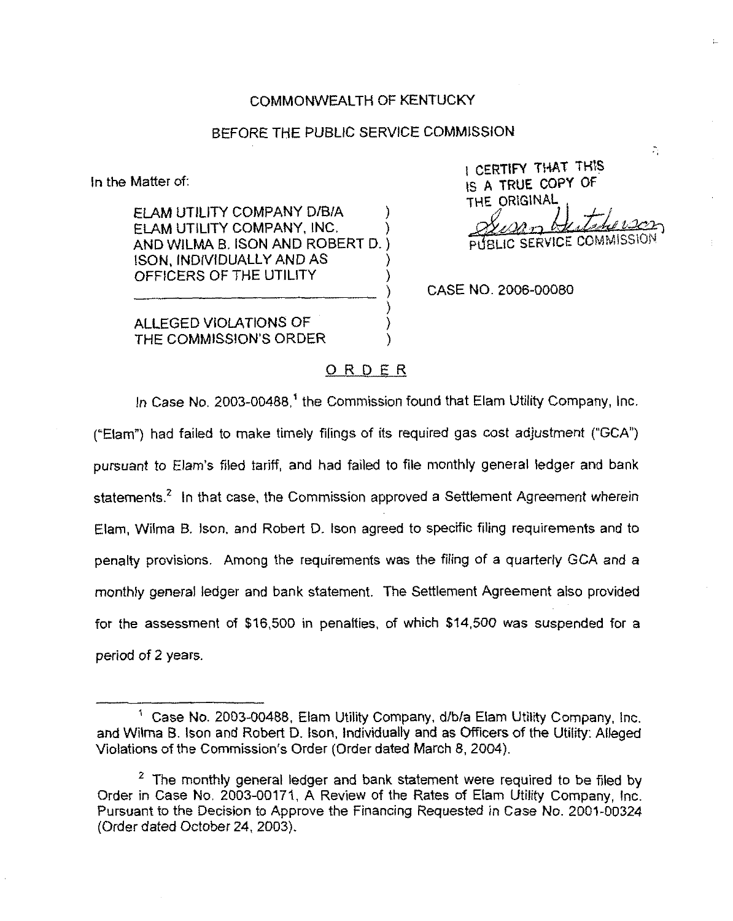COMMONWEALTH OF KENTUCKY

BEFORE THE PUBLIC SERVICE COMMISSION

In the Matter of:

ELAM UTILITY COMPANY D/B/A ELAM UTILITY COMPANY, INC. AND WILMA B. ISON AND ROBERT D. ISON, INDIVIDUALLY AND AS OFFICERS OF THE UTILITY

ALLEGED VIOLATIONS OF THE COMMISSION'S ORDER

CASE NO. 2006-00080

I CERTIFY THAT THIS IS A TRUE COPY OF THE ORIGINAL

PUBLIC SERVICE COMMISSION

ORDER

In Case No. 2003-00488,[1] the Commission found that Elam Utility Company, Inc. ("Elam") had failed to make timely filings of its required gas cost adjustment ("GCA") pursuant to Elam's filed tariff, and had failed to file monthly general ledger and bank statements.[2] In that case, the Commission approved a Settlement Agreement wherein Elam, Wilma B. Ison, and Robert D. Ison agreed to specific filing requirements and to penalty provisions. Among the requirements was the filing of a quarterly GCA and a monthly general ledger and bank statement. The Settlement Agreement also provided for the assessment of $16,500 in penalties, of which $14,500 was suspended for a period of 2 years.

---

[1] Case No. 2003-00488, Elam Utility Company, d/b/a Elam Utility Company, Inc. and Wilma B. Ison and Robert D. Ison, Individually and as Officers of the Utility: Alleged Violations of the Commission's Order (Order dated March 8, 2004).

[2] The monthly general ledger and bank statement were required to be filed by Order in Case No. 2003-00171, A Review of the Rates of Elam Utility Company, Inc. Pursuant to the Decision to Approve the Financing Requested in Case No. 2001-00324 (Order dated October 24, 2003).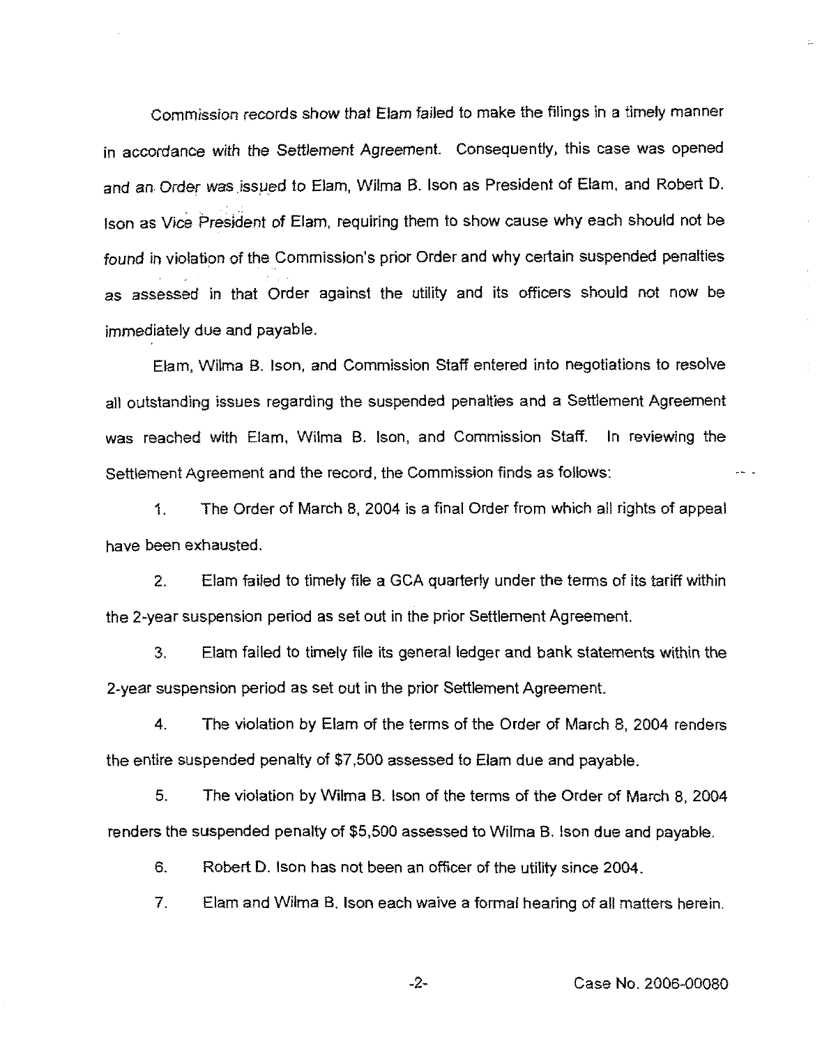Commission records show that Elam failed to make the filings in a timely manner in accordance with the Settlement Agreement. Consequently, this case was opened and an Order was issued to Elam, Wilma B. Ison as President of Elam, and Robert D. Ison as Vice President of Elam, requiring them to show cause why each should not be found in violation of the Commission's prior Order and why certain suspended penalties as assessed in that Order against the utility and its officers should not now be immediately due and payable.

Elam, Wilma B. Ison, and Commission Staff entered into negotiations to resolve all outstanding issues regarding the suspended penalties and a Settlement Agreement was reached with Elam, Wilma B. Ison, and Commission Staff. In reviewing the Settlement Agreement and the record, the Commission finds as follows:

1. The Order of March 8, 2004 is a final Order from which all rights of appeal have been exhausted.

2. Elam failed to timely file a GCA quarterly under the terms of its tariff within the 2-year suspension period as set out in the prior Settlement Agreement.

3. Elam failed to timely file its general ledger and bank statements within the 2-year suspension period as set out in the prior Settlement Agreement.

4. The violation by Elam of the terms of the Order of March 8, 2004 renders the entire suspended penalty of $7,500 assessed to Elam due and payable.

5. The violation by Wilma B. Ison of the terms of the Order of March 8, 2004 renders the suspended penalty of $5,500 assessed to Wilma B. Ison due and payable.

6. Robert D. Ison has not been an officer of the utility since 2004.

7. Elam and Wilma B. Ison each waive a formal hearing of all matters herein.

Case No. 2006-00080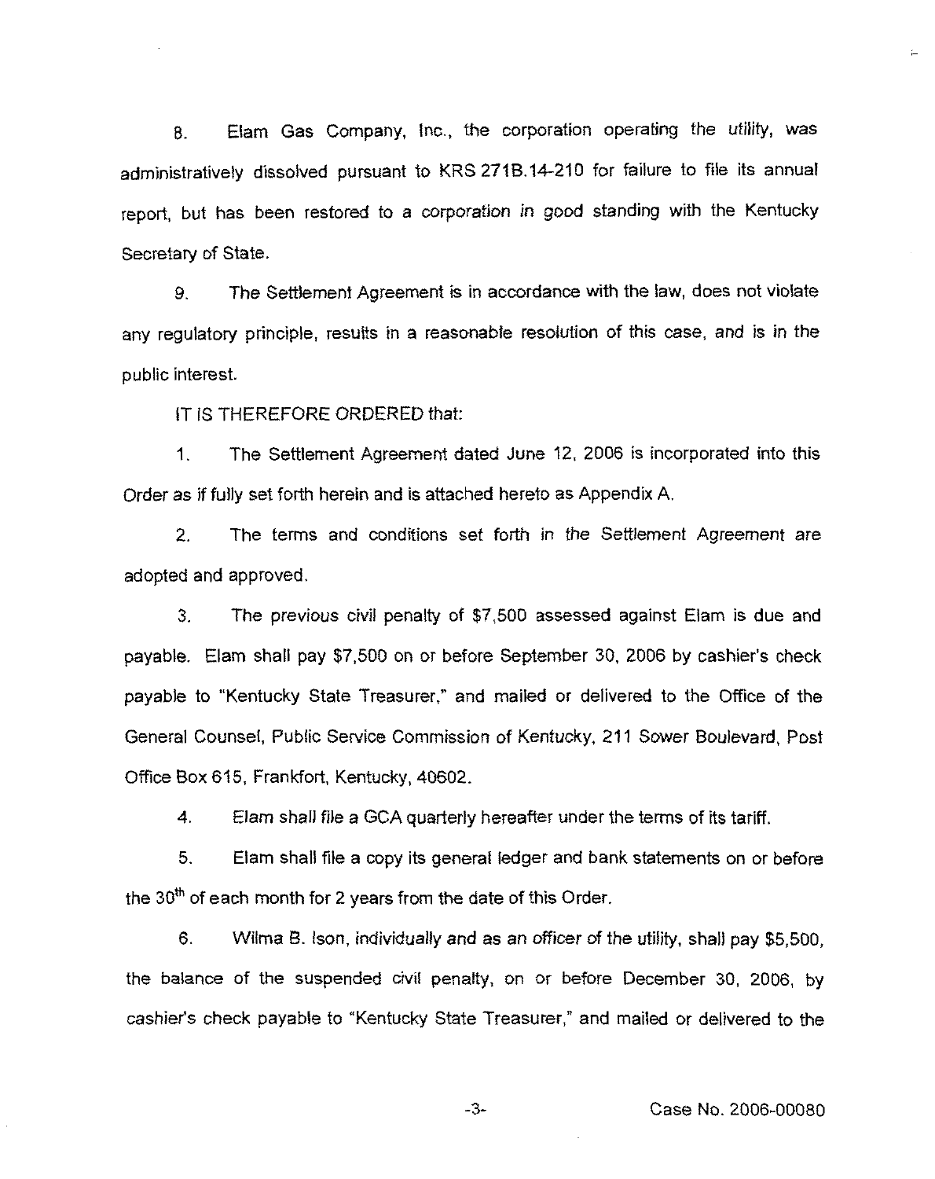8. Elam Gas Company, Inc., the corporation operating the utility, was administratively dissolved pursuant to KRS 271B.14-210 for failure to file its annual report, but has been restored to a corporation in good standing with the Kentucky Secretary of State.

9. The Settlement Agreement is in accordance with the law, does not violate any regulatory principle, results in a reasonable resolution of this case, and is in the public interest.

IT IS THEREFORE ORDERED that:

1. The Settlement Agreement dated June 12, 2006 is incorporated into this Order as if fully set forth herein and is attached hereto as Appendix A.

2. The terms and conditions set forth in the Settlement Agreement are adopted and approved.

3. The previous civil penalty of $7,500 assessed against Elam is due and payable. Elam shall pay $7,500 on or before September 30, 2006 by cashier's check payable to "Kentucky State Treasurer," and mailed or delivered to the Office of the General Counsel, Public Service Commission of Kentucky, 211 Sower Boulevard, Post Office Box 615, Frankfort, Kentucky, 40602.

4. Elam shall file a GCA quarterly hereafter under the terms of its tariff.

5. Elam shall file a copy its general ledger and bank statements on or before the 30th of each month for 2 years from the date of this Order.

6. Wilma B. Ison, individually and as an officer of the utility, shall pay $5,500, the balance of the suspended civil penalty, on or before December 30, 2006, by cashier's check payable to "Kentucky State Treasurer," and mailed or delivered to the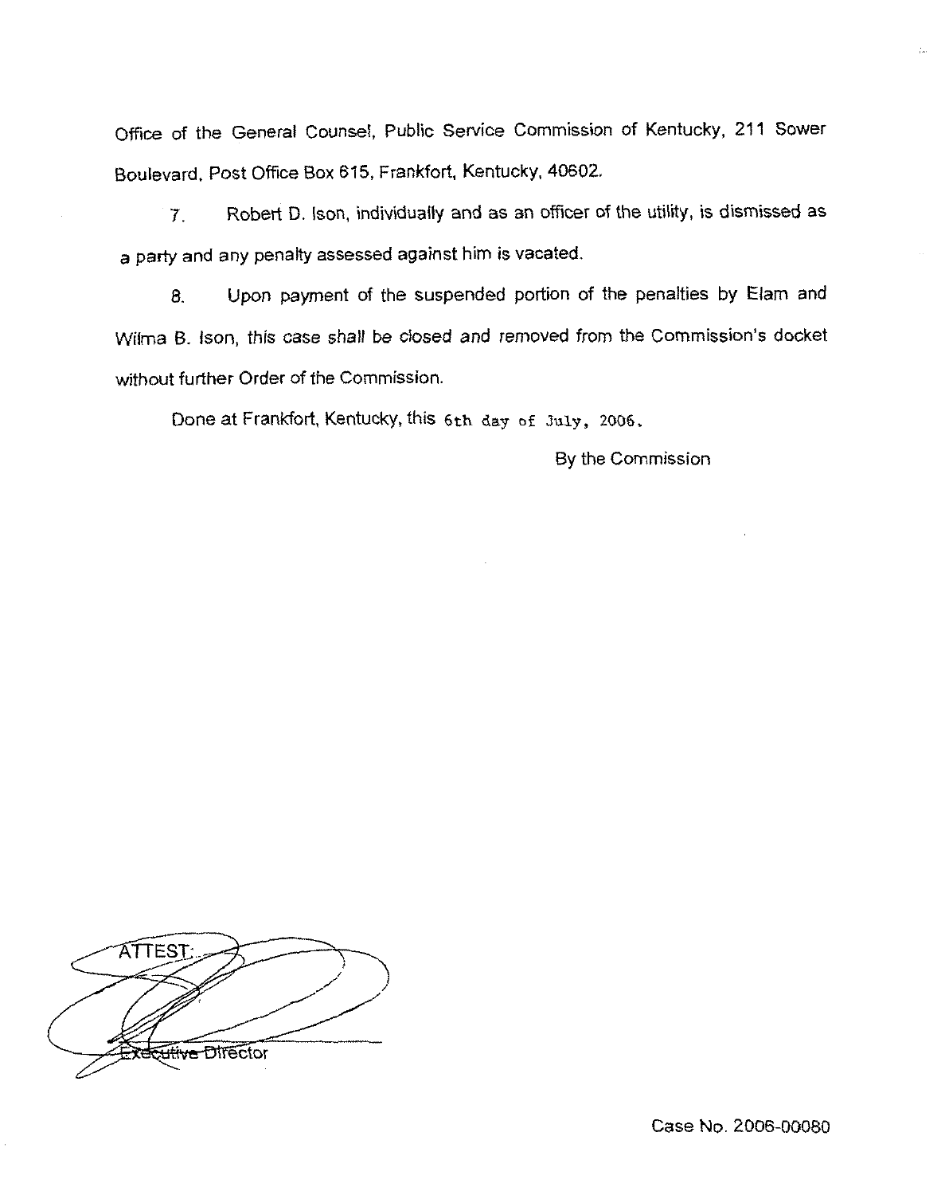Office of the General Counsel, Public Service Commission of Kentucky, 211 Sower Boulevard, Post Office Box 615, Frankfort, Kentucky, 40602.

7. Robert D. Ison, individually and as an officer of the utility, is dismissed as a party and any penalty assessed against him is vacated.

8. Upon payment of the suspended portion of the penalties by Elam and Wilma B. Ison, this case shall be closed and removed from the Commission's docket without further Order of the Commission.

Done at Frankfort, Kentucky, this 6th day of July, 2006.

By the Commission

ATTEST:

Executive Director

Case No. 2006-00080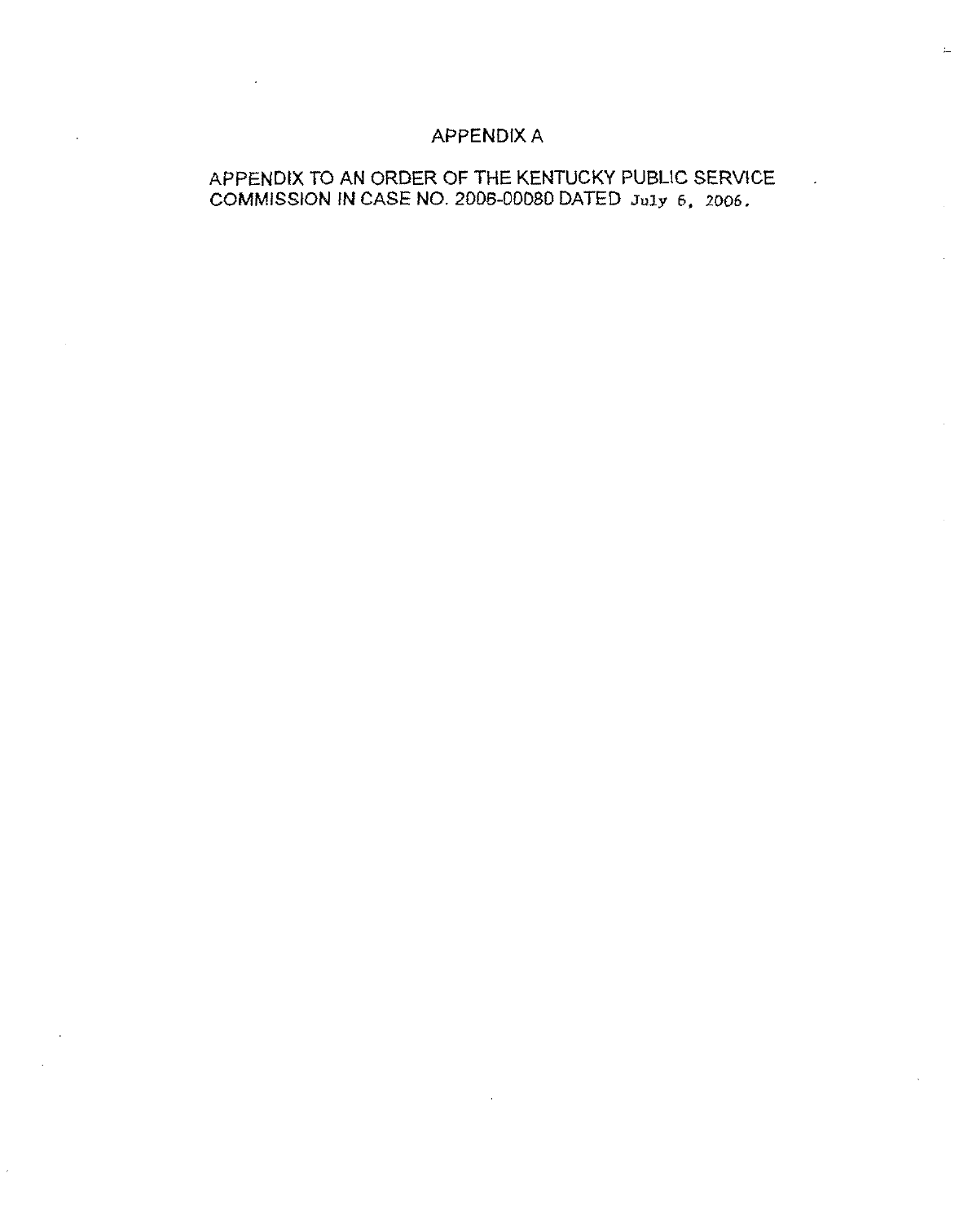# APPENDIX A

APPENDIX TO AN ORDER OF THE KENTUCKY PUBLIC SERVICE COMMISSION IN CASE NO. 2006-00080 DATED July 6, 2006.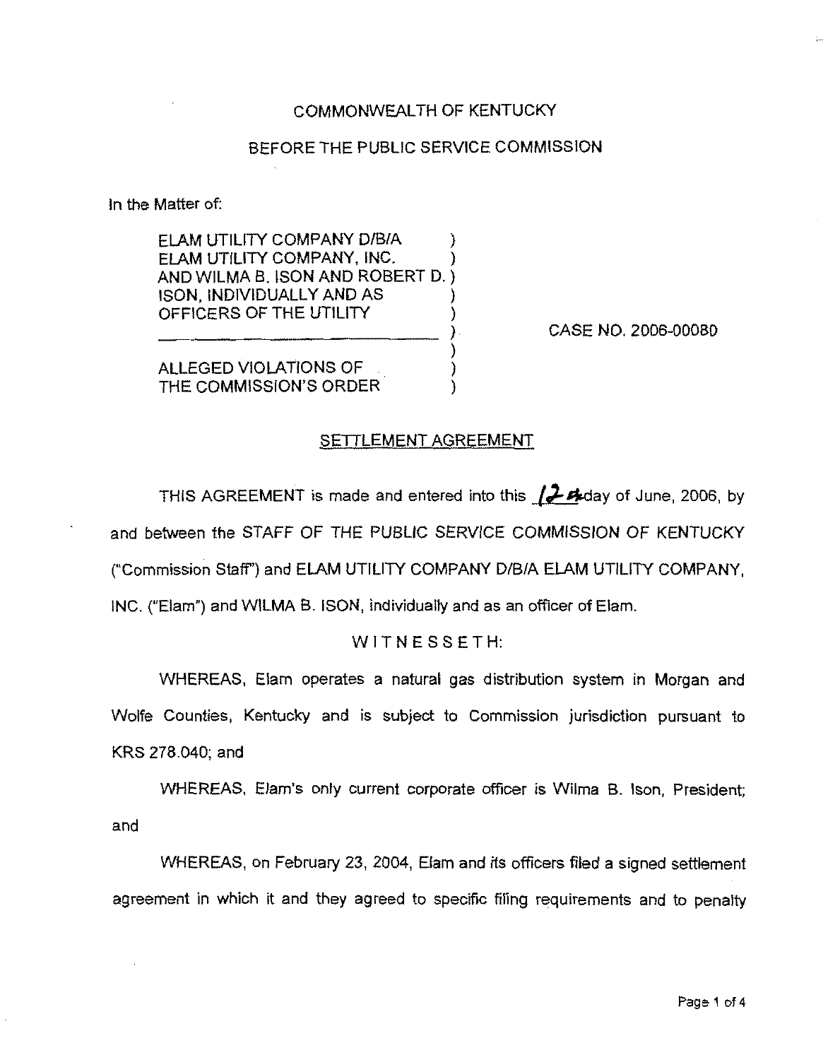COMMONWEALTH OF KENTUCKY

BEFORE THE PUBLIC SERVICE COMMISSION

In the Matter of:

| | | |
|---|---|---|
| ELAM UTILITY COMPANY D/B/A ELAM UTILITY COMPANY, INC. AND WILMA B. ISON AND ROBERT D. ISON, INDIVIDUALLY AND AS OFFICERS OF THE UTILITY | ) | CASE NO. 2006-00080 |
| ALLEGED VIOLATIONS OF THE COMMISSION'S ORDER | ) | |

SETTLEMENT AGREEMENT

THIS AGREEMENT is made and entered into this 12th day of June, 2006, by and between the STAFF OF THE PUBLIC SERVICE COMMISSION OF KENTUCKY ("Commission Staff") and ELAM UTILITY COMPANY D/B/A ELAM UTILITY COMPANY, INC. ("Elam") and WILMA B. ISON, individually and as an officer of Elam.

WITNESSETH:

WHEREAS, Elam operates a natural gas distribution system in Morgan and Wolfe Counties, Kentucky and is subject to Commission jurisdiction pursuant to KRS 278.040; and

WHEREAS, Elam's only current corporate officer is Wilma B. Ison, President; and

WHEREAS, on February 23, 2004, Elam and its officers filed a signed settlement agreement in which it and they agreed to specific filing requirements and to penalty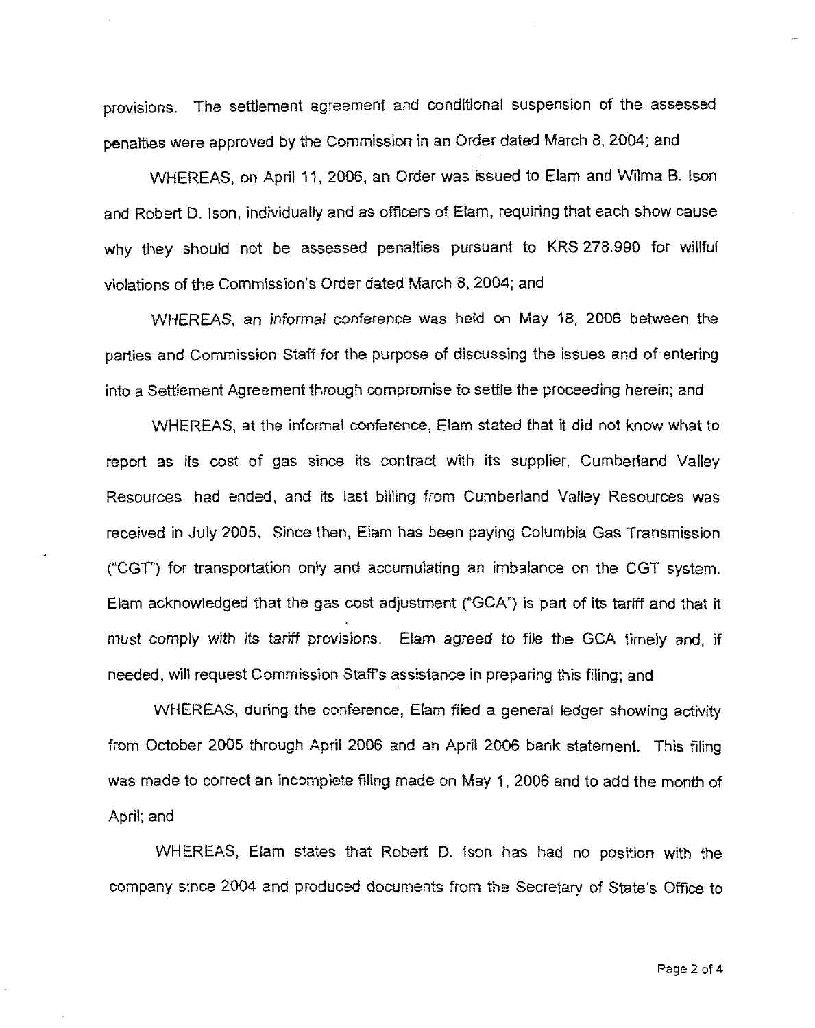provisions. The settlement agreement and conditional suspension of the assessed penalties were approved by the Commission in an Order dated March 8, 2004; and

WHEREAS, on April 11, 2006, an Order was issued to Elam and Wilma B. Ison and Robert D. Ison, individually and as officers of Elam, requiring that each show cause why they should not be assessed penalties pursuant to KRS 278.990 for willful violations of the Commission's Order dated March 8, 2004; and

WHEREAS, an informal conference was held on May 18, 2006 between the parties and Commission Staff for the purpose of discussing the issues and of entering into a Settlement Agreement through compromise to settle the proceeding herein; and

WHEREAS, at the informal conference, Elam stated that it did not know what to report as its cost of gas since its contract with its supplier, Cumberland Valley Resources, had ended, and its last billing from Cumberland Valley Resources was received in July 2005. Since then, Elam has been paying Columbia Gas Transmission ("CGT") for transportation only and accumulating an imbalance on the CGT system. Elam acknowledged that the gas cost adjustment ("GCA") is part of its tariff and that it must comply with its tariff provisions. Elam agreed to file the GCA timely and, if needed, will request Commission Staff's assistance in preparing this filing; and

WHEREAS, during the conference, Elam filed a general ledger showing activity from October 2005 through April 2006 and an April 2006 bank statement. This filing was made to correct an incomplete filing made on May 1, 2006 and to add the month of April; and

WHEREAS, Elam states that Robert D. Ison has had no position with the company since 2004 and produced documents from the Secretary of State's Office to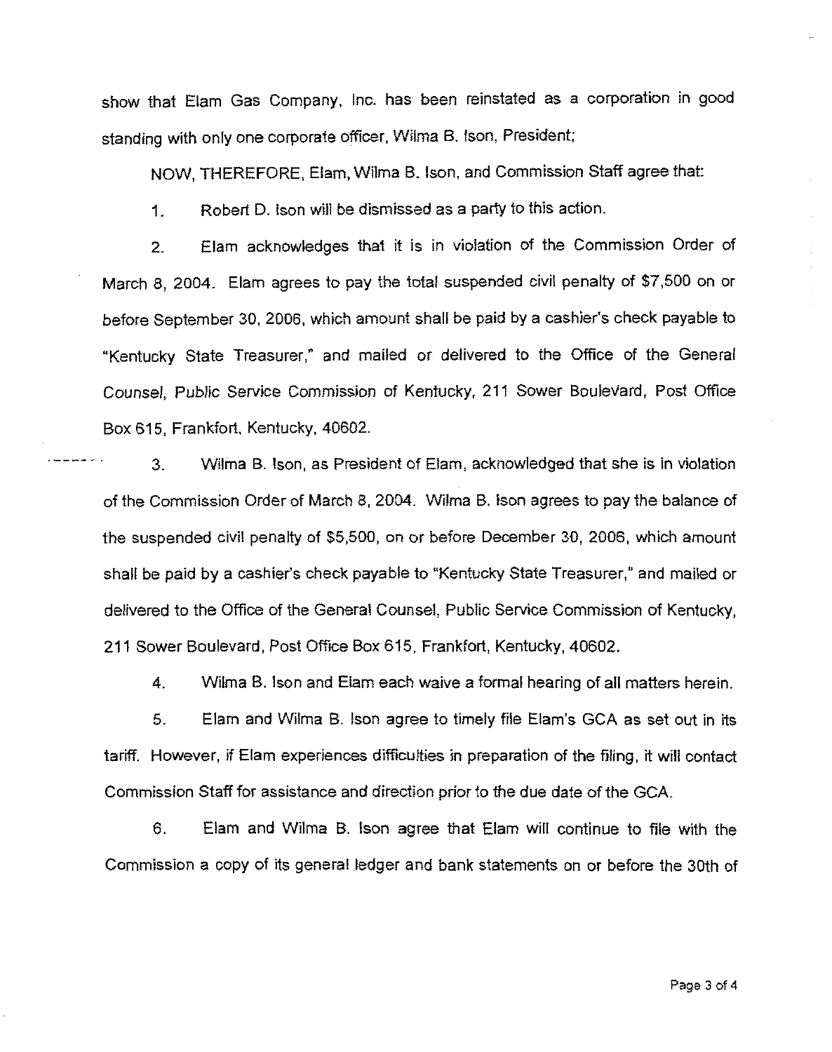show that Elam Gas Company, Inc. has been reinstated as a corporation in good standing with only one corporate officer, Wilma B. Ison, President;

NOW, THEREFORE, Elam, Wilma B. Ison, and Commission Staff agree that:

1. Robert D. Ison will be dismissed as a party to this action.

2. Elam acknowledges that it is in violation of the Commission Order of March 8, 2004. Elam agrees to pay the total suspended civil penalty of $7,500 on or before September 30, 2006, which amount shall be paid by a cashier's check payable to "Kentucky State Treasurer," and mailed or delivered to the Office of the General Counsel, Public Service Commission of Kentucky, 211 Sower Boulevard, Post Office Box 615, Frankfort, Kentucky, 40602.

3. Wilma B. Ison, as President of Elam, acknowledged that she is in violation of the Commission Order of March 8, 2004. Wilma B. Ison agrees to pay the balance of the suspended civil penalty of $5,500, on or before December 30, 2006, which amount shall be paid by a cashier's check payable to "Kentucky State Treasurer," and mailed or delivered to the Office of the General Counsel, Public Service Commission of Kentucky, 211 Sower Boulevard, Post Office Box 615, Frankfort, Kentucky, 40602.

4. Wilma B. Ison and Elam each waive a formal hearing of all matters herein.

5. Elam and Wilma B. Ison agree to timely file Elam's GCA as set out in its tariff. However, if Elam experiences difficulties in preparation of the filing, it will contact Commission Staff for assistance and direction prior to the due date of the GCA.

6. Elam and Wilma B. Ison agree that Elam will continue to file with the Commission a copy of its general ledger and bank statements on or before the 30th of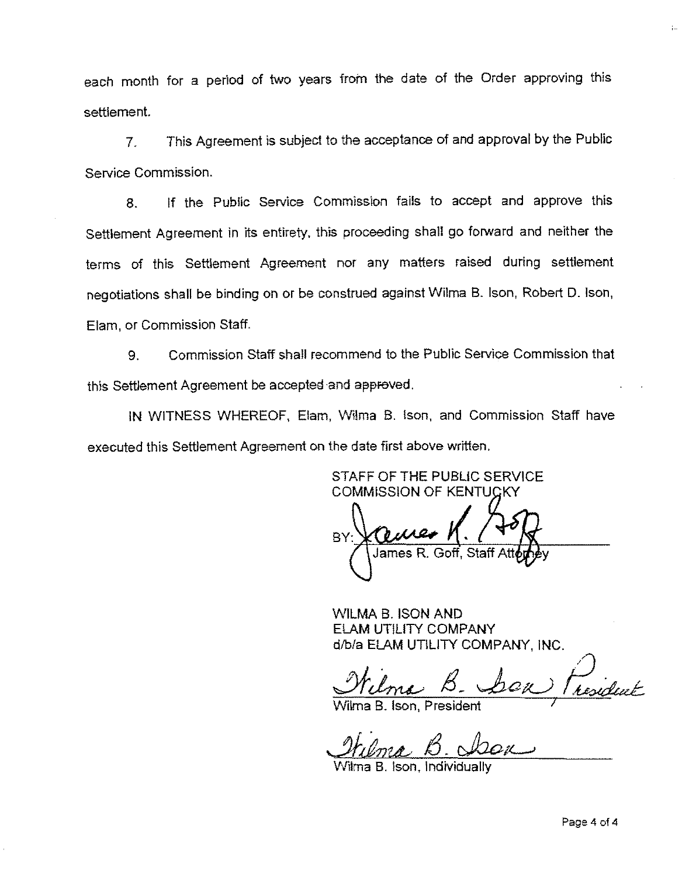each month for a period of two years from the date of the Order approving this settlement.

7. This Agreement is subject to the acceptance of and approval by the Public Service Commission.

8. If the Public Service Commission fails to accept and approve this Settlement Agreement in its entirety, this proceeding shall go forward and neither the terms of this Settlement Agreement nor any matters raised during settlement negotiations shall be binding on or be construed against Wilma B. Ison, Robert D. Ison, Elam, or Commission Staff.

9. Commission Staff shall recommend to the Public Service Commission that this Settlement Agreement be accepted and approved.

IN WITNESS WHEREOF, Elam, Wilma B. Ison, and Commission Staff have executed this Settlement Agreement on the date first above written.

STAFF OF THE PUBLIC SERVICE COMMISSION OF KENTUCKY

BY: James R. Goff
James R. Goff, Staff Attorney

WILMA B. ISON AND
ELAM UTILITY COMPANY
d/b/a ELAM UTILITY COMPANY, INC.

Wilma B. Ison, President
Wilma B. Ison, President

Wilma B. Ison
Wilma B. Ison, Individually